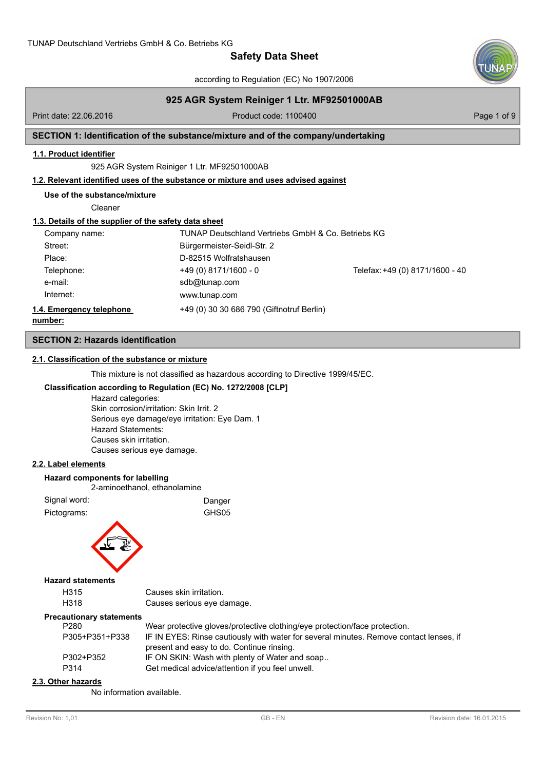# Safety Data Sheet

according to Regulation (EC) No 1907/2006

## 925 AGR System Reiniger 1 Ltr. MF92501000AB

Print date: 22.06.2016 | Product code: 1100400

## SECTION 1: Identification of the substance/mixture and of the company/undertaking

### 1.1. Product identifier

925 AGR System Reiniger 1 Ltr. MF92501000AB

### 1.2. Relevant identified uses of the substance or mixture and uses advised against

**Use of the substance/mixture**

Cleaner

### 1.3. Details of the supplier of the safety data sheet

| | | |
|---|---|---|
| Company name: | TUNAP Deutschland Vertriebs GmbH & Co. Betriebs KG | |
| Street: | Bürgermeister-Seidl-Str. 2 | |
| Place: | D-82515 Wolfratshausen | |
| Telephone: | +49 (0) 8171/1600 - 0 | Telefax: +49 (0) 8171/1600 - 40 |
| e-mail: | sdb@tunap.com | |
| Internet: | www.tunap.com | |

### 1.4. Emergency telephone number:

+49 (0) 30 30 686 790 (Giftnotruf Berlin)

## SECTION 2: Hazards identification

### 2.1. Classification of the substance or mixture

This mixture is not classified as hazardous according to Directive 1999/45/EC.

**Classification according to Regulation (EC) No. 1272/2008 [CLP]**

Hazard categories:
Skin corrosion/irritation: Skin Irrit. 2
Serious eye damage/eye irritation: Eye Dam. 1
Hazard Statements:
Causes skin irritation.
Causes serious eye damage.

### 2.2. Label elements

**Hazard components for labelling**

2-aminoethanol, ethanolamine

Signal word: Danger

Pictograms: GHS05

**Hazard statements**

| | |
|---|---|
| H315 | Causes skin irritation. |
| H318 | Causes serious eye damage. |

**Precautionary statements**

| | |
|---|---|
| P280 | Wear protective gloves/protective clothing/eye protection/face protection. |
| P305+P351+P338 | IF IN EYES: Rinse cautiously with water for several minutes. Remove contact lenses, if present and easy to do. Continue rinsing. |
| P302+P352 | IF ON SKIN: Wash with plenty of Water and soap.. |
| P314 | Get medical advice/attention if you feel unwell. |

### 2.3. Other hazards

No information available.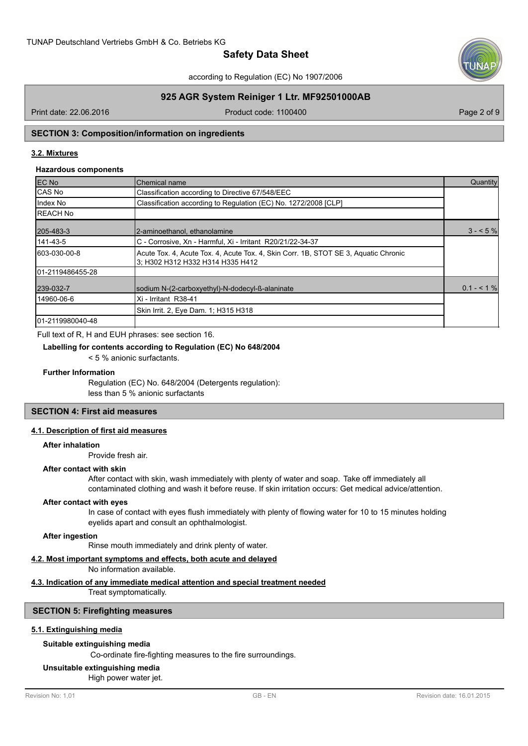## SECTION 3: Composition/information on ingredients

### 3.2. Mixtures

**Hazardous components**

| EC No | Chemical name | Quantity |
|---|---|---|
| CAS No | Classification according to Directive 67/548/EEC | |
| Index No | Classification according to Regulation (EC) No. 1272/2008 [CLP] | |
| REACH No | | |
| 205-483-3 | 2-aminoethanol, ethanolamine | 3 - < 5 % |
| 141-43-5 | C - Corrosive, Xn - Harmful, Xi - Irritant R20/21/22-34-37 | |
| 603-030-00-8 | Acute Tox. 4, Acute Tox. 4, Skin Corr. 1B, STOT SE 3, Aquatic Chronic 3; H302 H312 H332 H314 H335 H412 | |
| 01-2119486455-28 | | |
| 239-032-7 | sodium N-(2-carboxyethyl)-N-dodecyl-ß-alaninate | 0.1 - < 1 % |
| 14960-06-6 | Xi - Irritant R38-41 | |
| | Skin Irrit. 2, Eye Dam. 1; H315 H318 | |
| 01-2119980040-48 | | |

Full text of R, H and EUH phrases: see section 16.

**Labelling for contents according to Regulation (EC) No 648/2004**

< 5 % anionic surfactants.

**Further Information**

Regulation (EC) No. 648/2004 (Detergents regulation):
less than 5 % anionic surfactants

## SECTION 4: First aid measures

### 4.1. Description of first aid measures

**After inhalation**

Provide fresh air.

**After contact with skin**

After contact with skin, wash immediately with plenty of water and soap. Take off immediately all contaminated clothing and wash it before reuse. If skin irritation occurs: Get medical advice/attention.

**After contact with eyes**

In case of contact with eyes flush immediately with plenty of flowing water for 10 to 15 minutes holding eyelids apart and consult an ophthalmologist.

**After ingestion**

Rinse mouth immediately and drink plenty of water.

### 4.2. Most important symptoms and effects, both acute and delayed

No information available.

### 4.3. Indication of any immediate medical attention and special treatment needed

Treat symptomatically.

## SECTION 5: Firefighting measures

### 5.1. Extinguishing media

**Suitable extinguishing media**

Co-ordinate fire-fighting measures to the fire surroundings.

**Unsuitable extinguishing media**

High power water jet.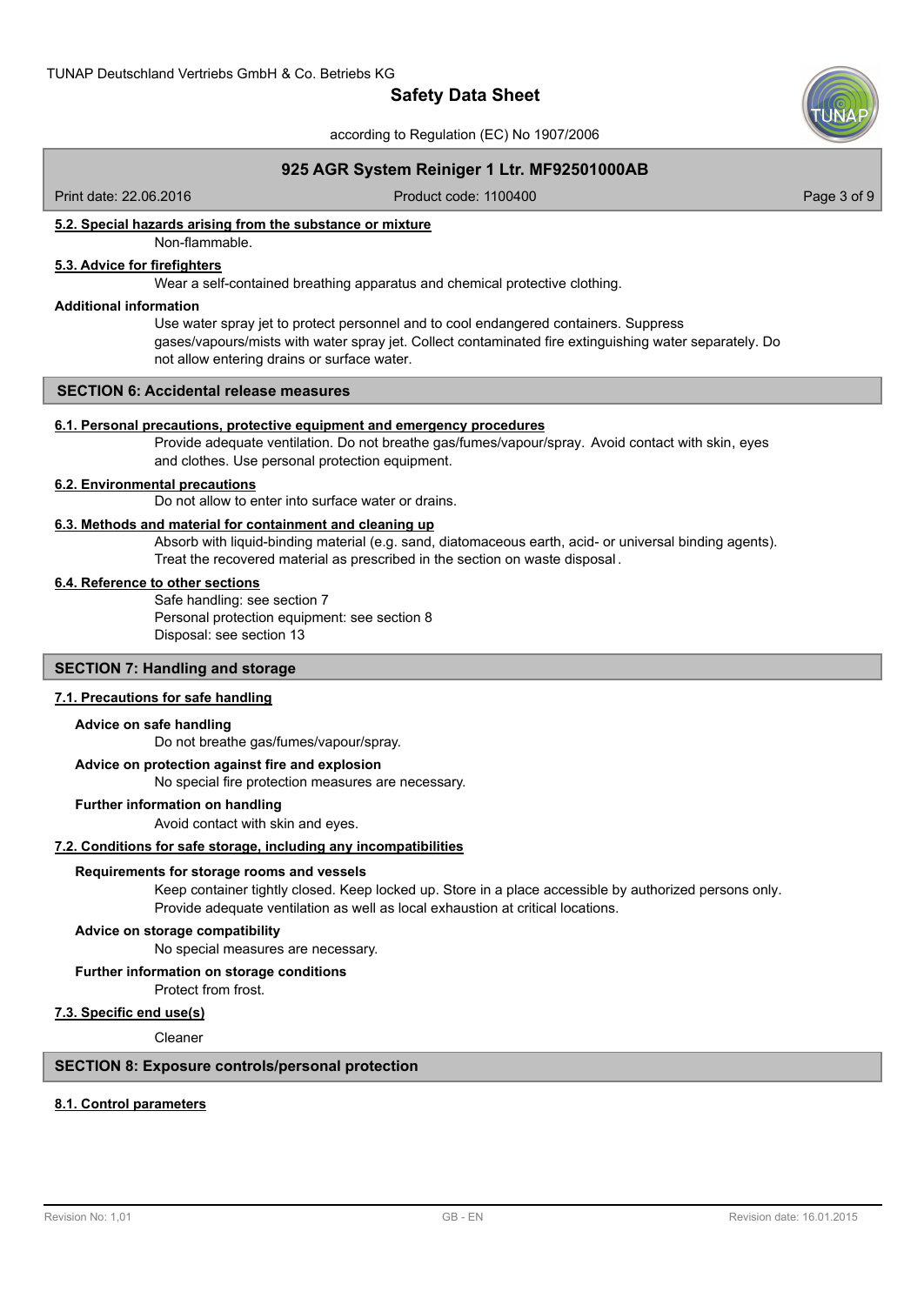#### 5.2. Special hazards arising from the substance or mixture

Non-flammable.

#### 5.3. Advice for firefighters

Wear a self-contained breathing apparatus and chemical protective clothing.

**Additional information**

Use water spray jet to protect personnel and to cool endangered containers. Suppress gases/vapours/mists with water spray jet. Collect contaminated fire extinguishing water separately. Do not allow entering drains or surface water.

## SECTION 6: Accidental release measures

#### 6.1. Personal precautions, protective equipment and emergency procedures

Provide adequate ventilation. Do not breathe gas/fumes/vapour/spray. Avoid contact with skin, eyes and clothes. Use personal protection equipment.

#### 6.2. Environmental precautions

Do not allow to enter into surface water or drains.

#### 6.3. Methods and material for containment and cleaning up

Absorb with liquid-binding material (e.g. sand, diatomaceous earth, acid- or universal binding agents). Treat the recovered material as prescribed in the section on waste disposal.

#### 6.4. Reference to other sections

Safe handling: see section 7
Personal protection equipment: see section 8
Disposal: see section 13

## SECTION 7: Handling and storage

#### 7.1. Precautions for safe handling

**Advice on safe handling**

Do not breathe gas/fumes/vapour/spray.

**Advice on protection against fire and explosion**

No special fire protection measures are necessary.

**Further information on handling**

Avoid contact with skin and eyes.

#### 7.2. Conditions for safe storage, including any incompatibilities

**Requirements for storage rooms and vessels**

Keep container tightly closed. Keep locked up. Store in a place accessible by authorized persons only. Provide adequate ventilation as well as local exhaustion at critical locations.

**Advice on storage compatibility**

No special measures are necessary.

**Further information on storage conditions**

Protect from frost.

#### 7.3. Specific end use(s)

Cleaner

## SECTION 8: Exposure controls/personal protection

#### 8.1. Control parameters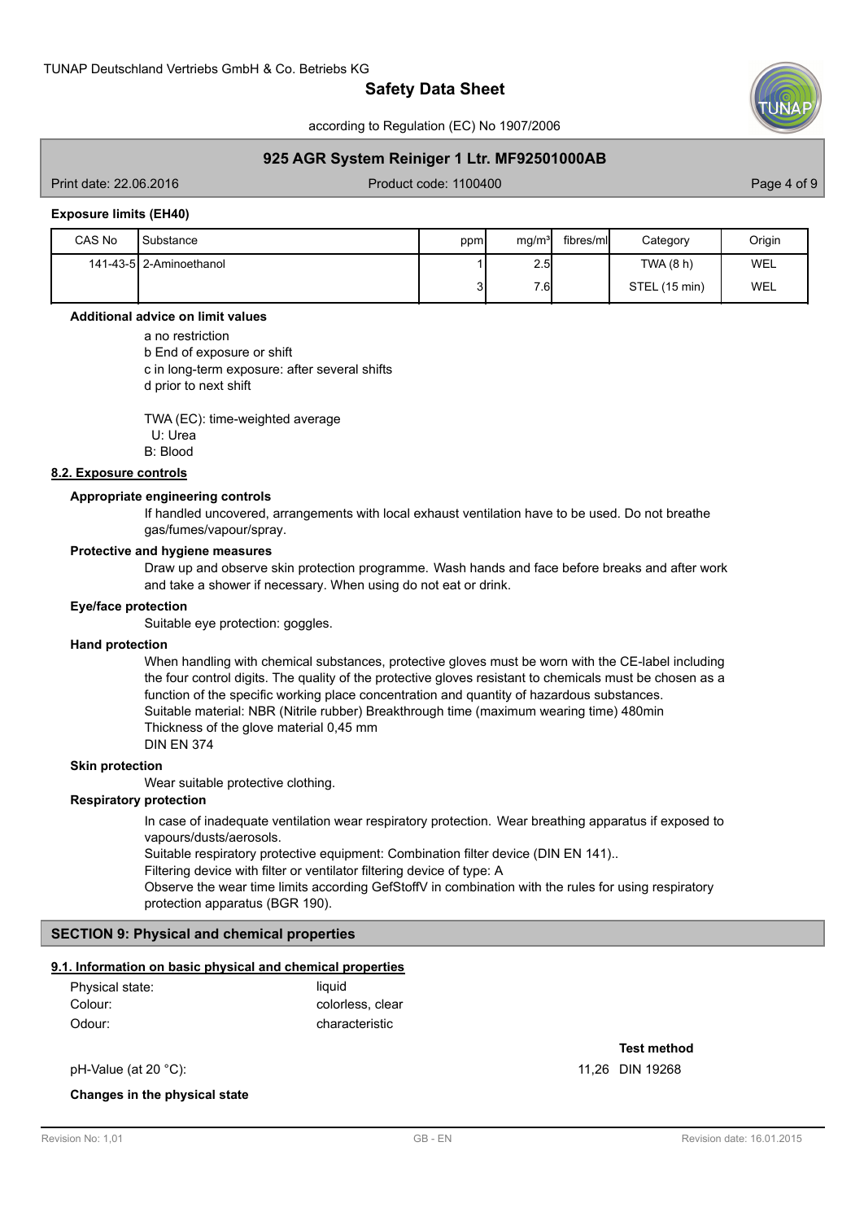#### Exposure limits (EH40)

| CAS No | Substance | ppm | mg/m³ | fibres/ml | Category | Origin |
|---|---|---|---|---|---|---|
| 141-43-5 | 2-Aminoethanol | 1 | 2.5 | | TWA (8 h) | WEL |
| | | 3 | 7.6 | | STEL (15 min) | WEL |

**Additional advice on limit values**

a no restriction
b End of exposure or shift
c in long-term exposure: after several shifts
d prior to next shift

TWA (EC): time-weighted average
U: Urea
B: Blood

### 8.2. Exposure controls

**Appropriate engineering controls**

If handled uncovered, arrangements with local exhaust ventilation have to be used. Do not breathe gas/fumes/vapour/spray.

**Protective and hygiene measures**

Draw up and observe skin protection programme. Wash hands and face before breaks and after work and take a shower if necessary. When using do not eat or drink.

**Eye/face protection**

Suitable eye protection: goggles.

**Hand protection**

When handling with chemical substances, protective gloves must be worn with the CE-label including the four control digits. The quality of the protective gloves resistant to chemicals must be chosen as a function of the specific working place concentration and quantity of hazardous substances.
Suitable material: NBR (Nitrile rubber) Breakthrough time (maximum wearing time) 480min
Thickness of the glove material 0,45 mm
DIN EN 374

**Skin protection**

Wear suitable protective clothing.

**Respiratory protection**

In case of inadequate ventilation wear respiratory protection. Wear breathing apparatus if exposed to vapours/dusts/aerosols.
Suitable respiratory protective equipment: Combination filter device (DIN EN 141)..
Filtering device with filter or ventilator filtering device of type: A
Observe the wear time limits according GefStoffV in combination with the rules for using respiratory protection apparatus (BGR 190).

## SECTION 9: Physical and chemical properties

### 9.1. Information on basic physical and chemical properties

| | | | |
|---|---|---|---|
| Physical state: | liquid | | |
| Colour: | colorless, clear | | |
| Odour: | characteristic | | |
| | | | **Test method** |
| pH-Value (at 20 °C): | | 11,26 | DIN 19268 |

**Changes in the physical state**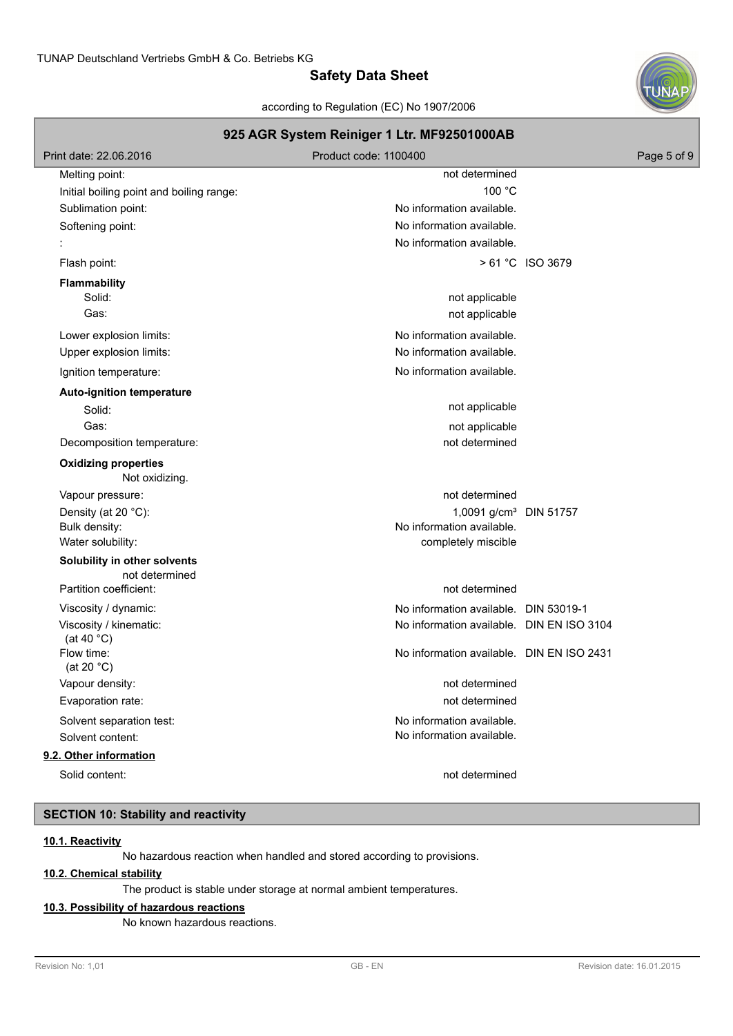| | | |
|---|---|---|
| Melting point: | not determined | |
| Initial boiling point and boiling range: | 100 °C | |
| Sublimation point: | No information available. | |
| Softening point: | No information available. | |
| : | No information available. | |
| Flash point: | > 61 °C | ISO 3679 |

**Flammability**

| | | |
|---|---|---|
| Solid: | not applicable | |
| Gas: | not applicable | |
| Lower explosion limits: | No information available. | |
| Upper explosion limits: | No information available. | |
| Ignition temperature: | No information available. | |

**Auto-ignition temperature**

| | | |
|---|---|---|
| Solid: | not applicable | |
| Gas: | not applicable | |
| Decomposition temperature: | not determined | |

**Oxidizing properties**

Not oxidizing.

| | | |
|---|---|---|
| Vapour pressure: | not determined | |
| Density (at 20 °C): | 1,0091 g/cm³ | DIN 51757 |
| Bulk density: | No information available. | |
| Water solubility: | completely miscible | |

**Solubility in other solvents**

not determined

| | | |
|---|---|---|
| Partition coefficient: | not determined | |
| Viscosity / dynamic: | No information available. | DIN 53019-1 |
| Viscosity / kinematic: (at 40 °C) | No information available. | DIN EN ISO 3104 |
| Flow time: (at 20 °C) | No information available. | DIN EN ISO 2431 |
| Vapour density: | not determined | |
| Evaporation rate: | not determined | |
| Solvent separation test: | No information available. | |
| Solvent content: | No information available. | |

### 9.2. Other information

| | |
|---|---|
| Solid content: | not determined |

## SECTION 10: Stability and reactivity

### 10.1. Reactivity

No hazardous reaction when handled and stored according to provisions.

### 10.2. Chemical stability

The product is stable under storage at normal ambient temperatures.

### 10.3. Possibility of hazardous reactions

No known hazardous reactions.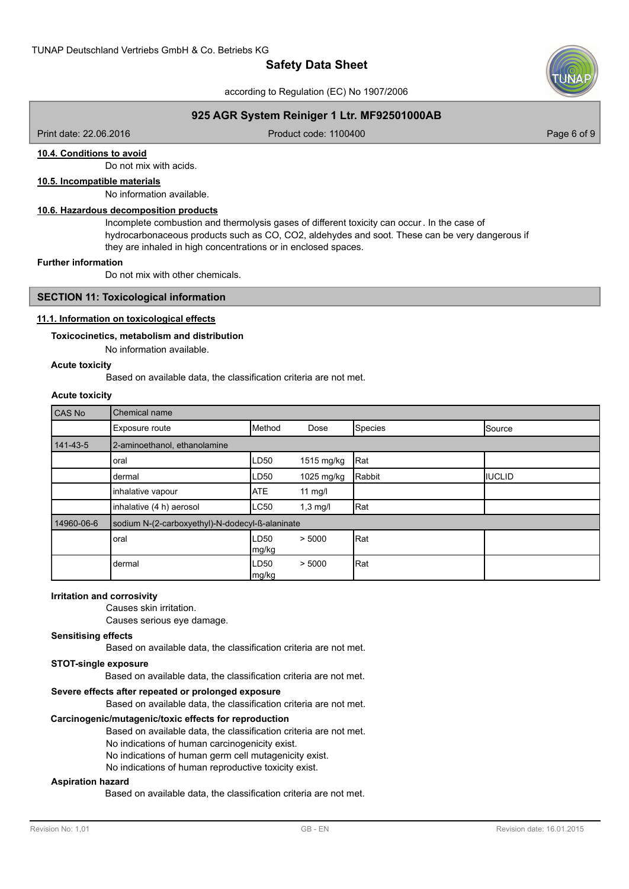#### 10.4. Conditions to avoid

Do not mix with acids.

#### 10.5. Incompatible materials

No information available.

#### 10.6. Hazardous decomposition products

Incomplete combustion and thermolysis gases of different toxicity can occur. In the case of hydrocarbonaceous products such as CO, CO2, aldehydes and soot. These can be very dangerous if they are inhaled in high concentrations or in enclosed spaces.

**Further information**

Do not mix with other chemicals.

## SECTION 11: Toxicological information

#### 11.1. Information on toxicological effects

**Toxicocinetics, metabolism and distribution**

No information available.

**Acute toxicity**

Based on available data, the classification criteria are not met.

**Acute toxicity**

| CAS No | Chemical name | | | | |
|---|---|---|---|---|---|
| | Exposure route | Method | Dose | Species | Source |
| 141-43-5 | 2-aminoethanol, ethanolamine | | | | |
| | oral | LD50 | 1515 mg/kg | Rat | |
| | dermal | LD50 | 1025 mg/kg | Rabbit | IUCLID |
| | inhalative vapour | ATE | 11 mg/l | | |
| | inhalative (4 h) aerosol | LC50 | 1,3 mg/l | Rat | |
| 14960-06-6 | sodium N-(2-carboxyethyl)-N-dodecyl-ß-alaninate | | | | |
| | oral | LD50 | > 5000 mg/kg | Rat | |
| | dermal | LD50 | > 5000 mg/kg | Rat | |

**Irritation and corrosivity**

Causes skin irritation.
Causes serious eye damage.

**Sensitising effects**

Based on available data, the classification criteria are not met.

**STOT-single exposure**

Based on available data, the classification criteria are not met.

**Severe effects after repeated or prolonged exposure**

Based on available data, the classification criteria are not met.

**Carcinogenic/mutagenic/toxic effects for reproduction**

Based on available data, the classification criteria are not met.
No indications of human carcinogenicity exist.
No indications of human germ cell mutagenicity exist.
No indications of human reproductive toxicity exist.

**Aspiration hazard**

Based on available data, the classification criteria are not met.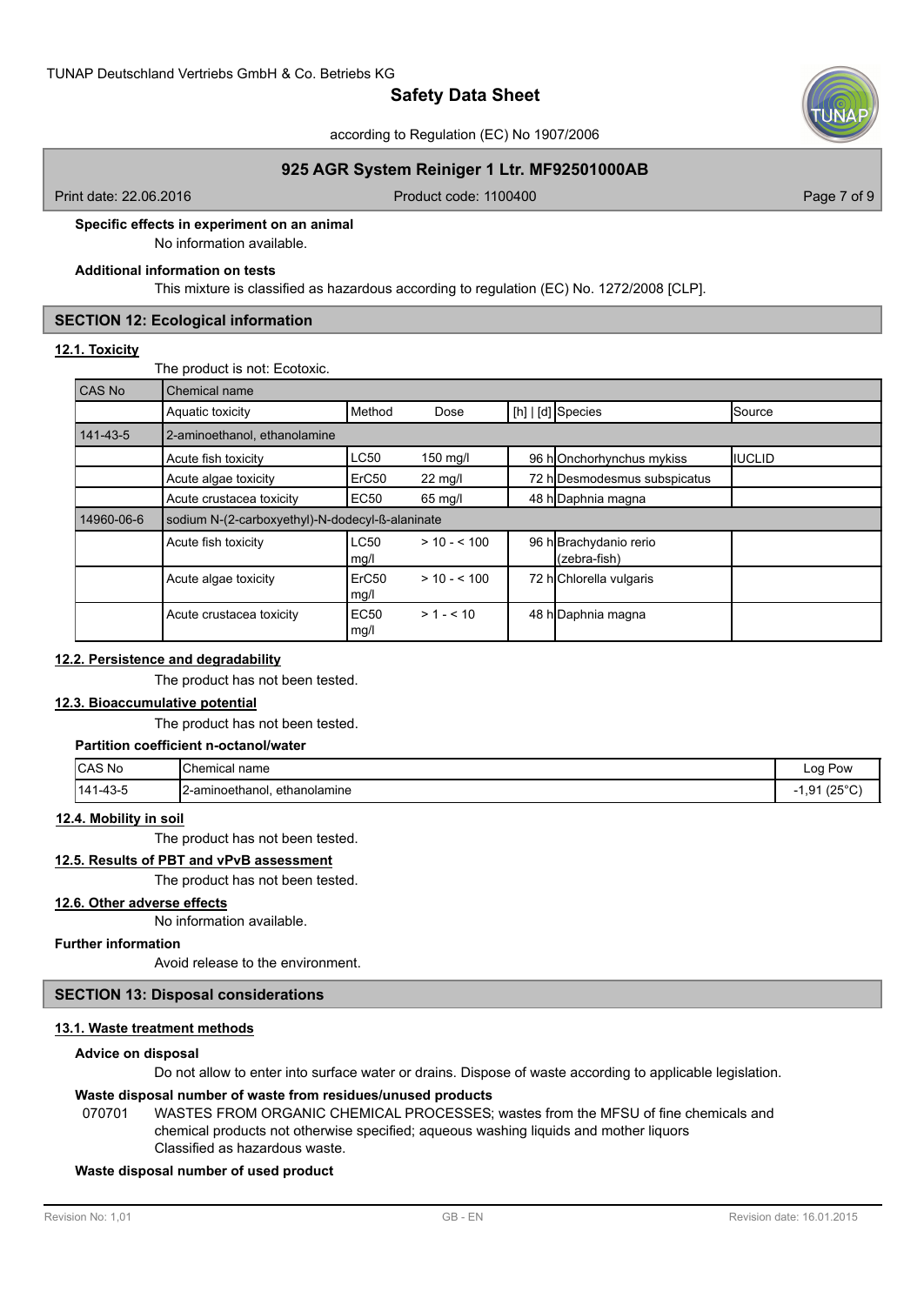**Specific effects in experiment on an animal**

No information available.

**Additional information on tests**

This mixture is classified as hazardous according to regulation (EC) No. 1272/2008 [CLP].

## SECTION 12: Ecological information

### 12.1. Toxicity

The product is not: Ecotoxic.

| CAS No | Chemical name | | | | | |
|---|---|---|---|---|---|---|
| | Aquatic toxicity | Method | Dose | [h] \| [d] | Species | Source |
| 141-43-5 | 2-aminoethanol, ethanolamine | | | | | |
| | Acute fish toxicity | LC50 | 150 mg/l | 96 h | Onchorhynchus mykiss | IUCLID |
| | Acute algae toxicity | ErC50 | 22 mg/l | 72 h | Desmodesmus subspicatus | |
| | Acute crustacea toxicity | EC50 | 65 mg/l | 48 h | Daphnia magna | |
| 14960-06-6 | sodium N-(2-carboxyethyl)-N-dodecyl-ß-alaninate | | | | | |
| | Acute fish toxicity | LC50 mg/l | > 10 - < 100 | 96 h | Brachydanio rerio (zebra-fish) | |
| | Acute algae toxicity | ErC50 mg/l | > 10 - < 100 | 72 h | Chlorella vulgaris | |
| | Acute crustacea toxicity | EC50 mg/l | > 1 - < 10 | 48 h | Daphnia magna | |

### 12.2. Persistence and degradability

The product has not been tested.

### 12.3. Bioaccumulative potential

The product has not been tested.

**Partition coefficient n-octanol/water**

| CAS No | Chemical name | Log Pow |
|---|---|---|
| 141-43-5 | 2-aminoethanol, ethanolamine | -1,91 (25°C) |

### 12.4. Mobility in soil

The product has not been tested.

### 12.5. Results of PBT and vPvB assessment

The product has not been tested.

### 12.6. Other adverse effects

No information available.

**Further information**

Avoid release to the environment.

## SECTION 13: Disposal considerations

### 13.1. Waste treatment methods

**Advice on disposal**

Do not allow to enter into surface water or drains. Dispose of waste according to applicable legislation.

**Waste disposal number of waste from residues/unused products**

070701 WASTES FROM ORGANIC CHEMICAL PROCESSES; wastes from the MFSU of fine chemicals and chemical products not otherwise specified; aqueous washing liquids and mother liquors
Classified as hazardous waste.

**Waste disposal number of used product**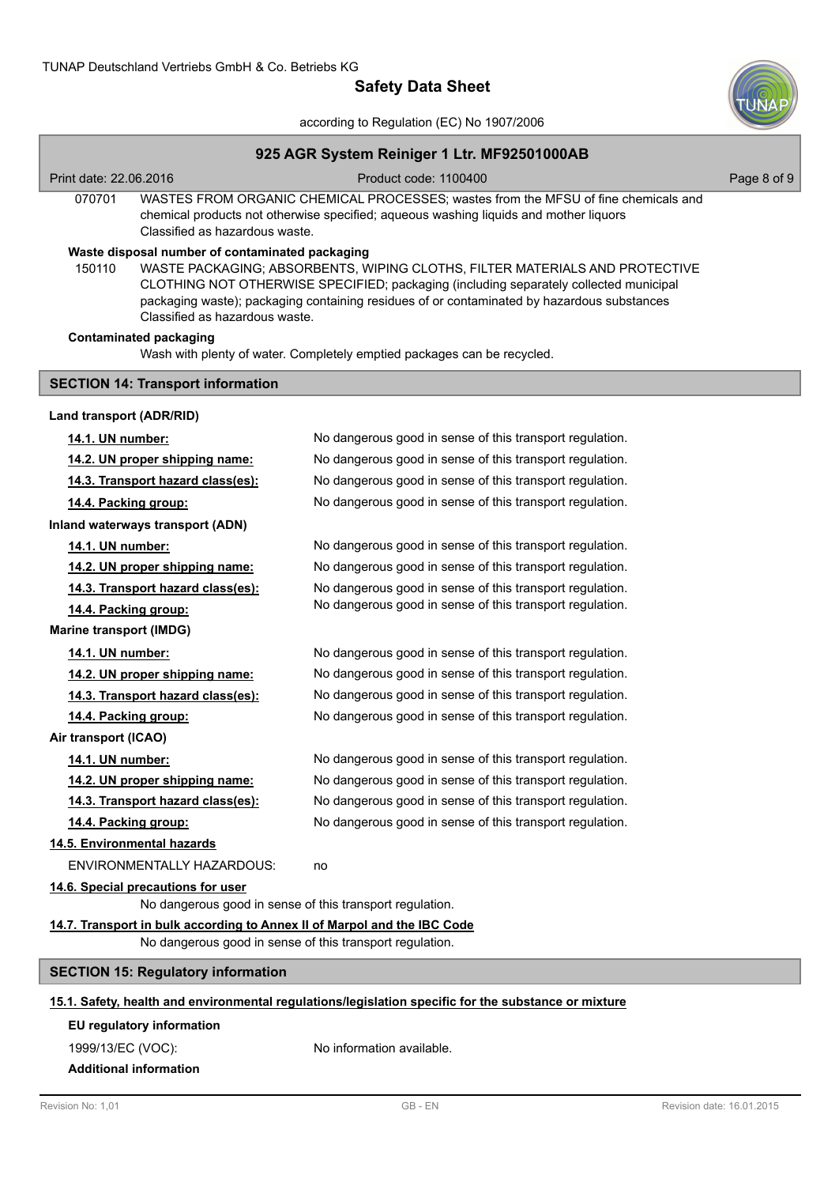| | |
|---|---|
| 070701 | WASTES FROM ORGANIC CHEMICAL PROCESSES; wastes from the MFSU of fine chemicals and chemical products not otherwise specified; aqueous washing liquids and mother liquors<br>Classified as hazardous waste. |

**Waste disposal number of contaminated packaging**

| | |
|---|---|
| 150110 | WASTE PACKAGING; ABSORBENTS, WIPING CLOTHS, FILTER MATERIALS AND PROTECTIVE CLOTHING NOT OTHERWISE SPECIFIED; packaging (including separately collected municipal packaging waste); packaging containing residues of or contaminated by hazardous substances<br>Classified as hazardous waste. |

**Contaminated packaging**

Wash with plenty of water. Completely emptied packages can be recycled.

## SECTION 14: Transport information

**Land transport (ADR/RID)**

| | |
|---|---|
| **14.1. UN number:** | No dangerous good in sense of this transport regulation. |
| **14.2. UN proper shipping name:** | No dangerous good in sense of this transport regulation. |
| **14.3. Transport hazard class(es):** | No dangerous good in sense of this transport regulation. |
| **14.4. Packing group:** | No dangerous good in sense of this transport regulation. |

**Inland waterways transport (ADN)**

| | |
|---|---|
| **14.1. UN number:** | No dangerous good in sense of this transport regulation. |
| **14.2. UN proper shipping name:** | No dangerous good in sense of this transport regulation. |
| **14.3. Transport hazard class(es):** | No dangerous good in sense of this transport regulation. |
| **14.4. Packing group:** | No dangerous good in sense of this transport regulation. |

**Marine transport (IMDG)**

| | |
|---|---|
| **14.1. UN number:** | No dangerous good in sense of this transport regulation. |
| **14.2. UN proper shipping name:** | No dangerous good in sense of this transport regulation. |
| **14.3. Transport hazard class(es):** | No dangerous good in sense of this transport regulation. |
| **14.4. Packing group:** | No dangerous good in sense of this transport regulation. |

**Air transport (ICAO)**

| | |
|---|---|
| **14.1. UN number:** | No dangerous good in sense of this transport regulation. |
| **14.2. UN proper shipping name:** | No dangerous good in sense of this transport regulation. |
| **14.3. Transport hazard class(es):** | No dangerous good in sense of this transport regulation. |
| **14.4. Packing group:** | No dangerous good in sense of this transport regulation. |

**14.5. Environmental hazards**

ENVIRONMENTALLY HAZARDOUS: no

**14.6. Special precautions for user**

No dangerous good in sense of this transport regulation.

**14.7. Transport in bulk according to Annex II of Marpol and the IBC Code**

No dangerous good in sense of this transport regulation.

## SECTION 15: Regulatory information

**15.1. Safety, health and environmental regulations/legislation specific for the substance or mixture**

**EU regulatory information**

1999/13/EC (VOC): No information available.

**Additional information**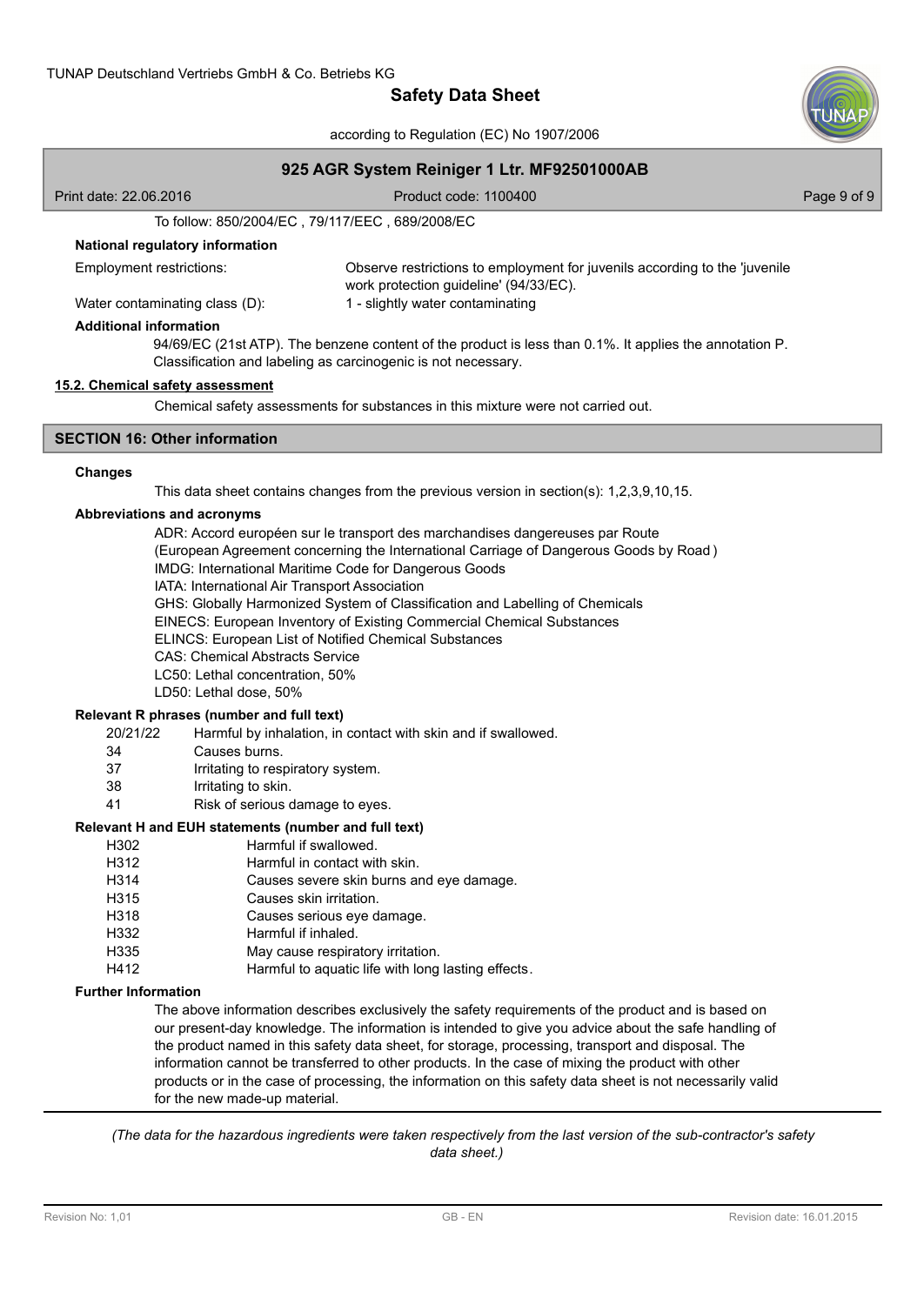To follow: 850/2004/EC , 79/117/EEC , 689/2008/EC

**National regulatory information**

| | |
|---|---|
| Employment restrictions: | Observe restrictions to employment for juvenils according to the 'juvenile work protection guideline' (94/33/EC). |
| Water contaminating class (D): | 1 - slightly water contaminating |

**Additional information**

94/69/EC (21st ATP). The benzene content of the product is less than 0.1%. It applies the annotation P. Classification and labeling as carcinogenic is not necessary.

**15.2. Chemical safety assessment**

Chemical safety assessments for substances in this mixture were not carried out.

## SECTION 16: Other information

**Changes**

This data sheet contains changes from the previous version in section(s): 1,2,3,9,10,15.

**Abbreviations and acronyms**

ADR: Accord européen sur le transport des marchandises dangereuses par Route
(European Agreement concerning the International Carriage of Dangerous Goods by Road )
IMDG: International Maritime Code for Dangerous Goods
IATA: International Air Transport Association
GHS: Globally Harmonized System of Classification and Labelling of Chemicals
EINECS: European Inventory of Existing Commercial Chemical Substances
ELINCS: European List of Notified Chemical Substances
CAS: Chemical Abstracts Service
LC50: Lethal concentration, 50%
LD50: Lethal dose, 50%

**Relevant R phrases (number and full text)**

| | |
|---|---|
| 20/21/22 | Harmful by inhalation, in contact with skin and if swallowed. |
| 34 | Causes burns. |
| 37 | Irritating to respiratory system. |
| 38 | Irritating to skin. |
| 41 | Risk of serious damage to eyes. |

**Relevant H and EUH statements (number and full text)**

| | |
|---|---|
| H302 | Harmful if swallowed. |
| H312 | Harmful in contact with skin. |
| H314 | Causes severe skin burns and eye damage. |
| H315 | Causes skin irritation. |
| H318 | Causes serious eye damage. |
| H332 | Harmful if inhaled. |
| H335 | May cause respiratory irritation. |
| H412 | Harmful to aquatic life with long lasting effects. |

**Further Information**

The above information describes exclusively the safety requirements of the product and is based on our present-day knowledge. The information is intended to give you advice about the safe handling of the product named in this safety data sheet, for storage, processing, transport and disposal. The information cannot be transferred to other products. In the case of mixing the product with other products or in the case of processing, the information on this safety data sheet is not necessarily valid for the new made-up material.

*(The data for the hazardous ingredients were taken respectively from the last version of the sub-contractor's safety data sheet.)*